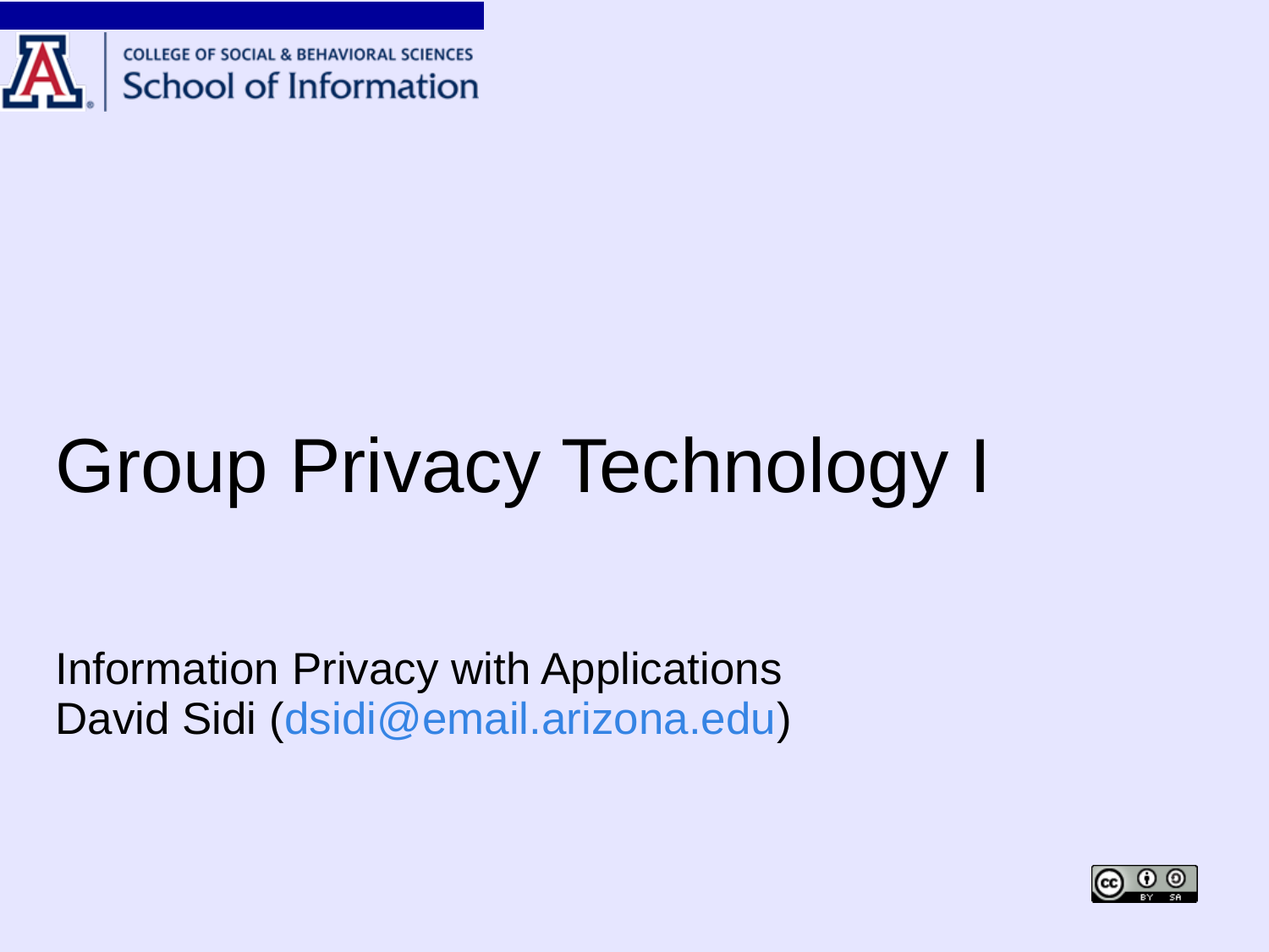COLLEGE OF SOCIAL & BEHAVIORAL SCIENCES
School of Information

# Group Privacy Technology I

Information Privacy with Applications
David Sidi (dsidi@email.arizona.edu)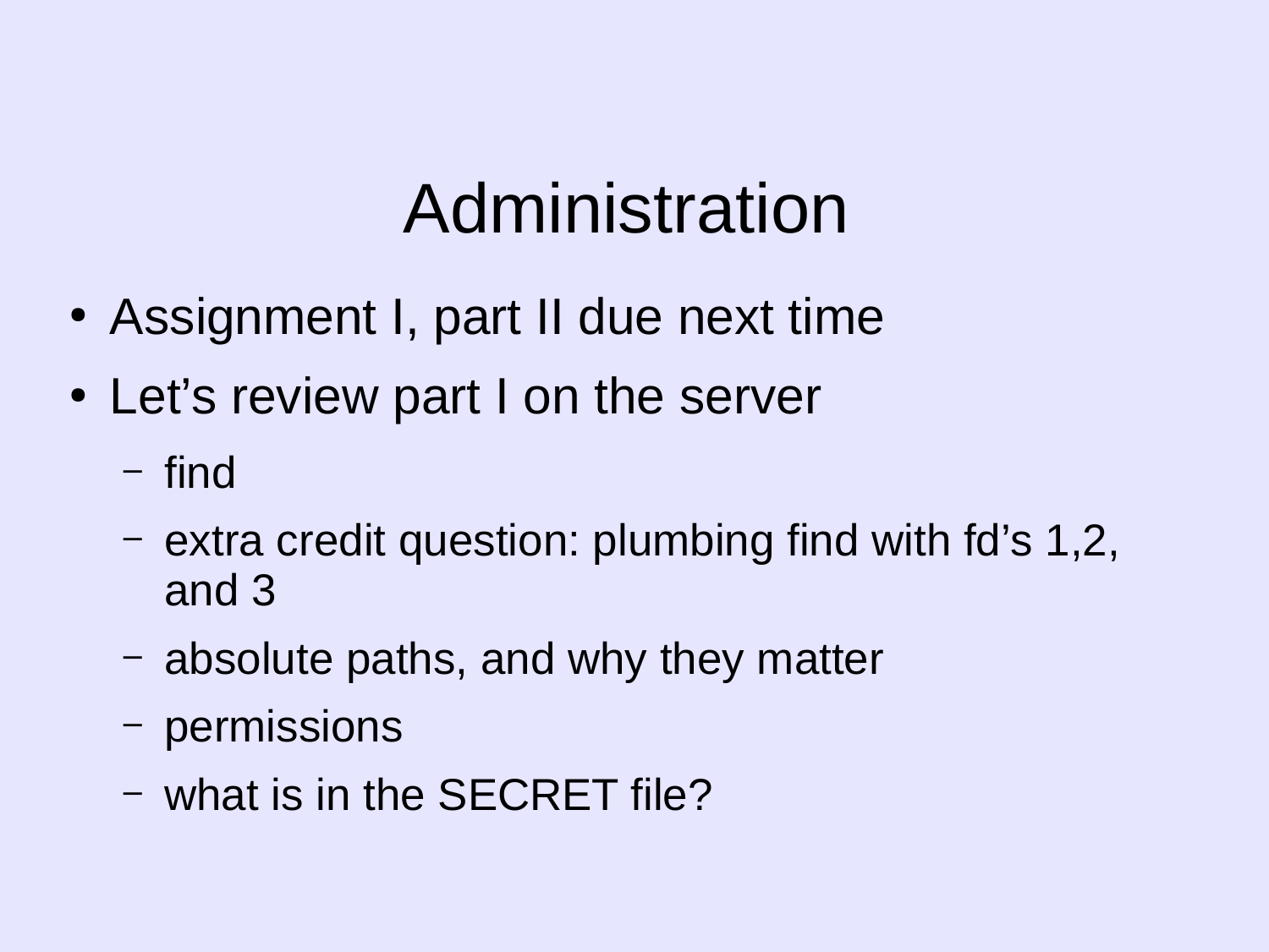# Administration

- Assignment I, part II due next time
- Let’s review part I on the server
  - find
  - extra credit question: plumbing find with fd’s 1,2, and 3
  - absolute paths, and why they matter
  - permissions
  - what is in the SECRET file?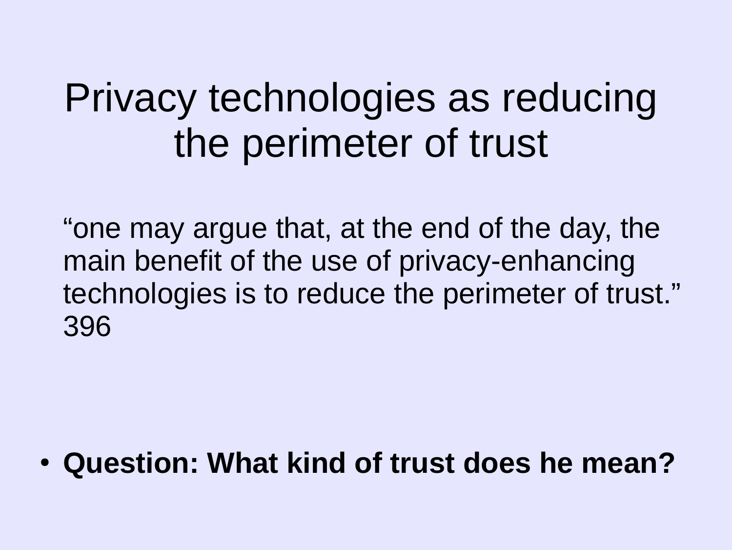# Privacy technologies as reducing the perimeter of trust

"one may argue that, at the end of the day, the main benefit of the use of privacy-enhancing technologies is to reduce the perimeter of trust." 396

- **Question: What kind of trust does he mean?**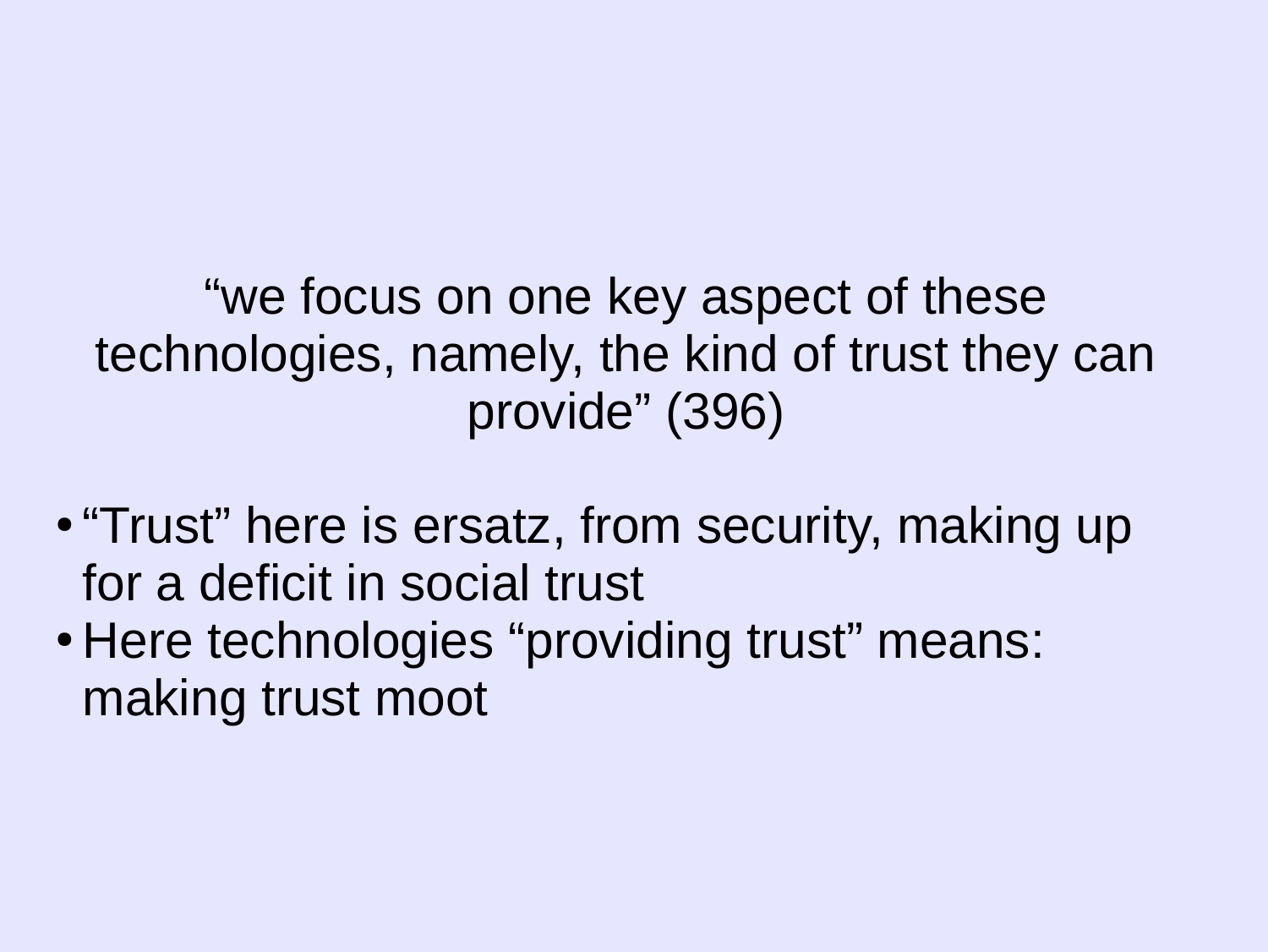"we focus on one key aspect of these technologies, namely, the kind of trust they can provide" (396)

- "Trust" here is ersatz, from security, making up for a deficit in social trust
- Here technologies "providing trust" means: making trust moot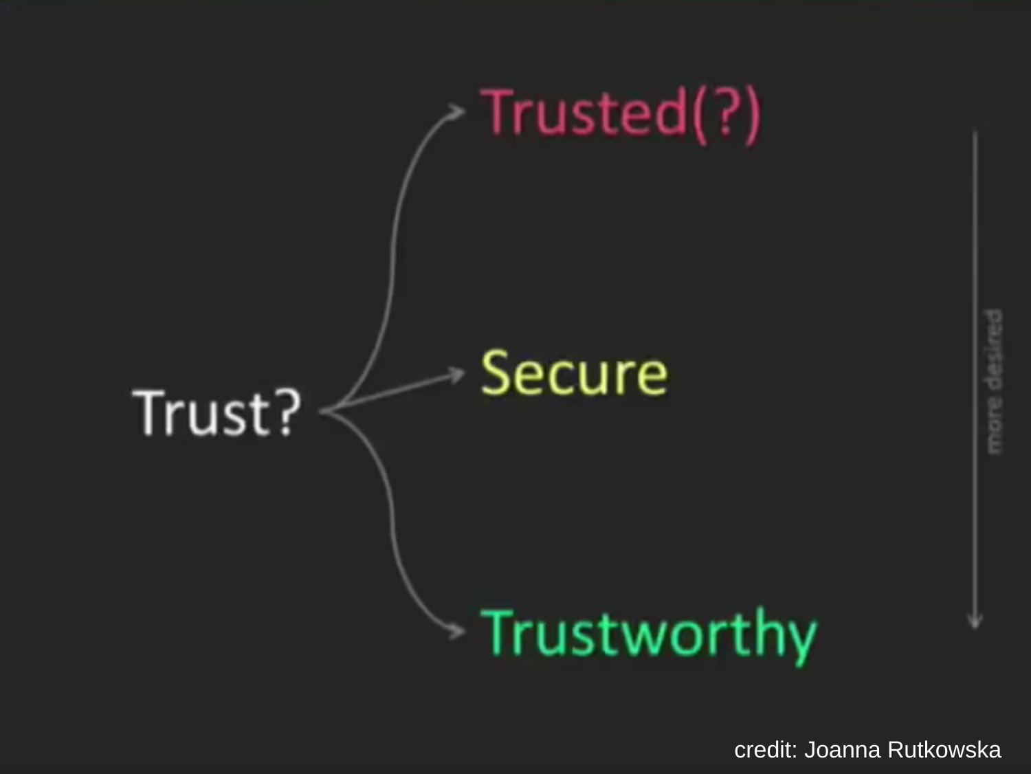Trust?

- Trusted(?)
- Secure
- Trustworthy

more desired

credit: Joanna Rutkowska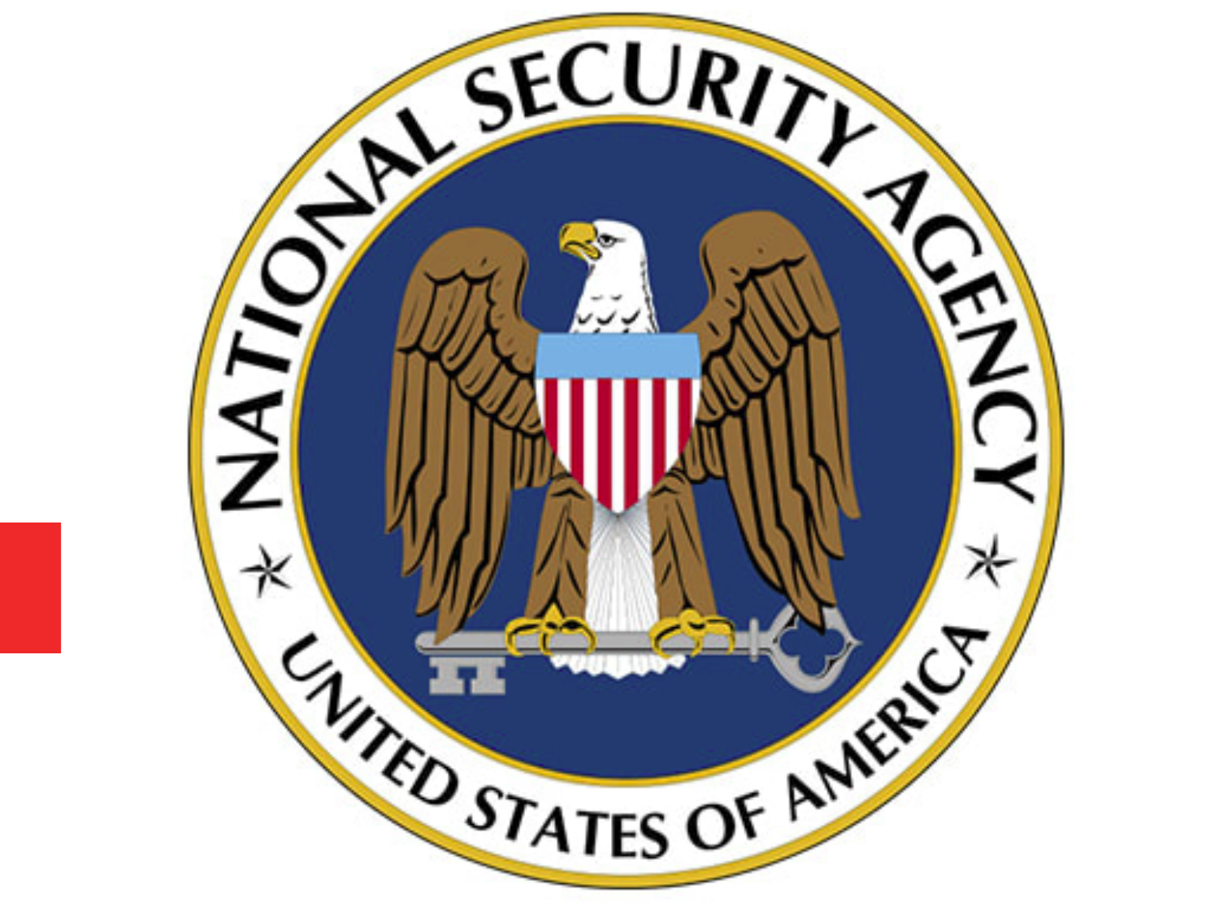NATIONAL SECURITY AGENCY

UNITED STATES OF AMERICA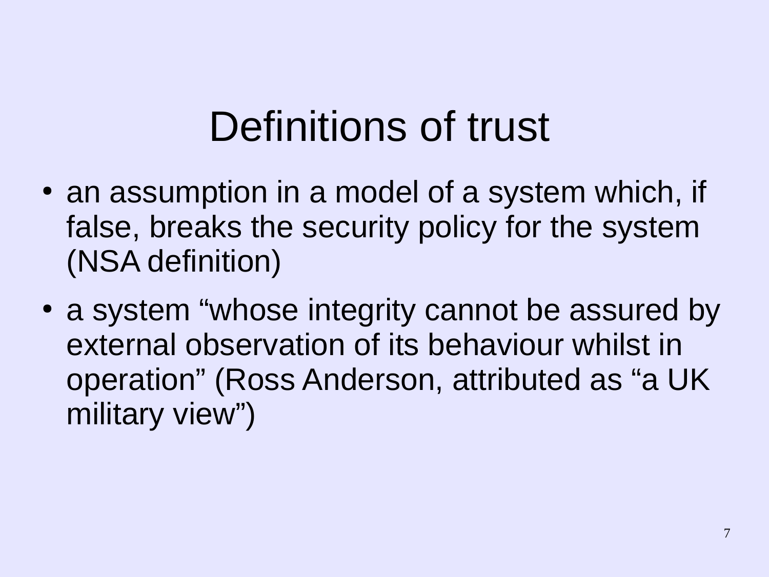# Definitions of trust

- an assumption in a model of a system which, if false, breaks the security policy for the system (NSA definition)
- a system “whose integrity cannot be assured by external observation of its behaviour whilst in operation” (Ross Anderson, attributed as “a UK military view”)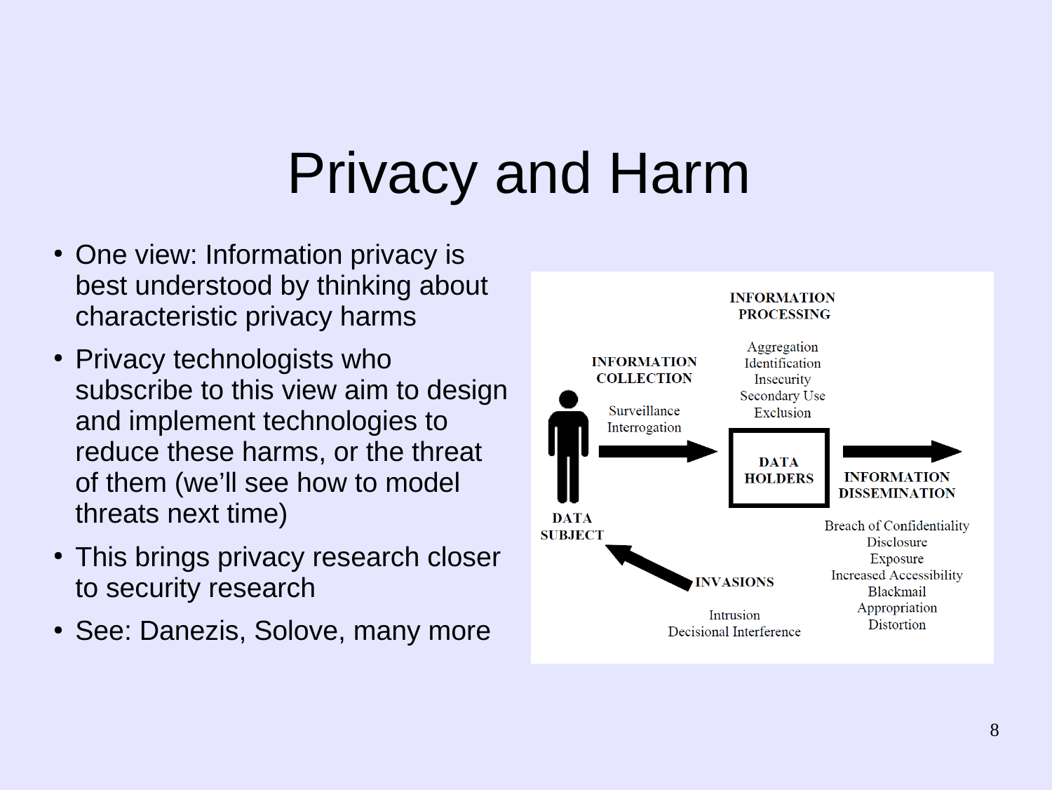# Privacy and Harm

- One view: Information privacy is best understood by thinking about characteristic privacy harms
- Privacy technologists who subscribe to this view aim to design and implement technologies to reduce these harms, or the threat of them (we'll see how to model threats next time)
- This brings privacy research closer to security research
- See: Danezis, Solove, many more

**INFORMATION PROCESSING**

Aggregation
Identification
Insecurity
Secondary Use
Exclusion

**INFORMATION COLLECTION**

Surveillance
Interrogation

**DATA SUBJECT**

**DATA HOLDERS**

**INFORMATION DISSEMINATION**

Breach of Confidentiality
Disclosure
Exposure
Increased Accessibility
Blackmail
Appropriation
Distortion

**INVASIONS**

Intrusion
Decisional Interference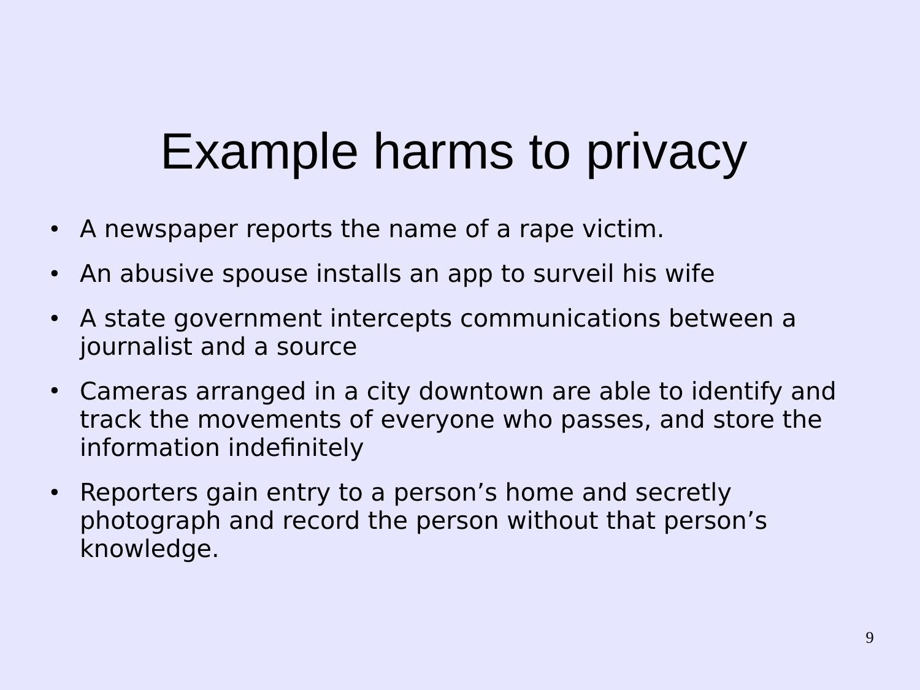# Example harms to privacy

- A newspaper reports the name of a rape victim.
- An abusive spouse installs an app to surveil his wife
- A state government intercepts communications between a journalist and a source
- Cameras arranged in a city downtown are able to identify and track the movements of everyone who passes, and store the information indefinitely
- Reporters gain entry to a person's home and secretly photograph and record the person without that person's knowledge.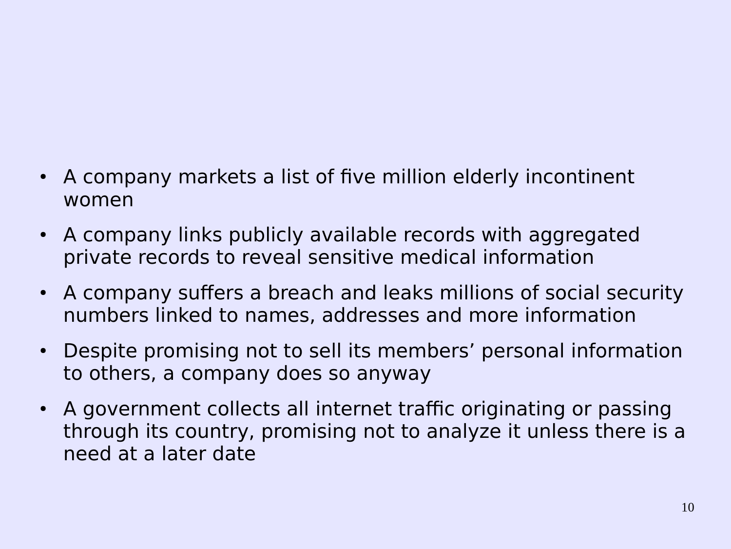- A company markets a list of five million elderly incontinent women
- A company links publicly available records with aggregated private records to reveal sensitive medical information
- A company suffers a breach and leaks millions of social security numbers linked to names, addresses and more information
- Despite promising not to sell its members' personal information to others, a company does so anyway
- A government collects all internet traffic originating or passing through its country, promising not to analyze it unless there is a need at a later date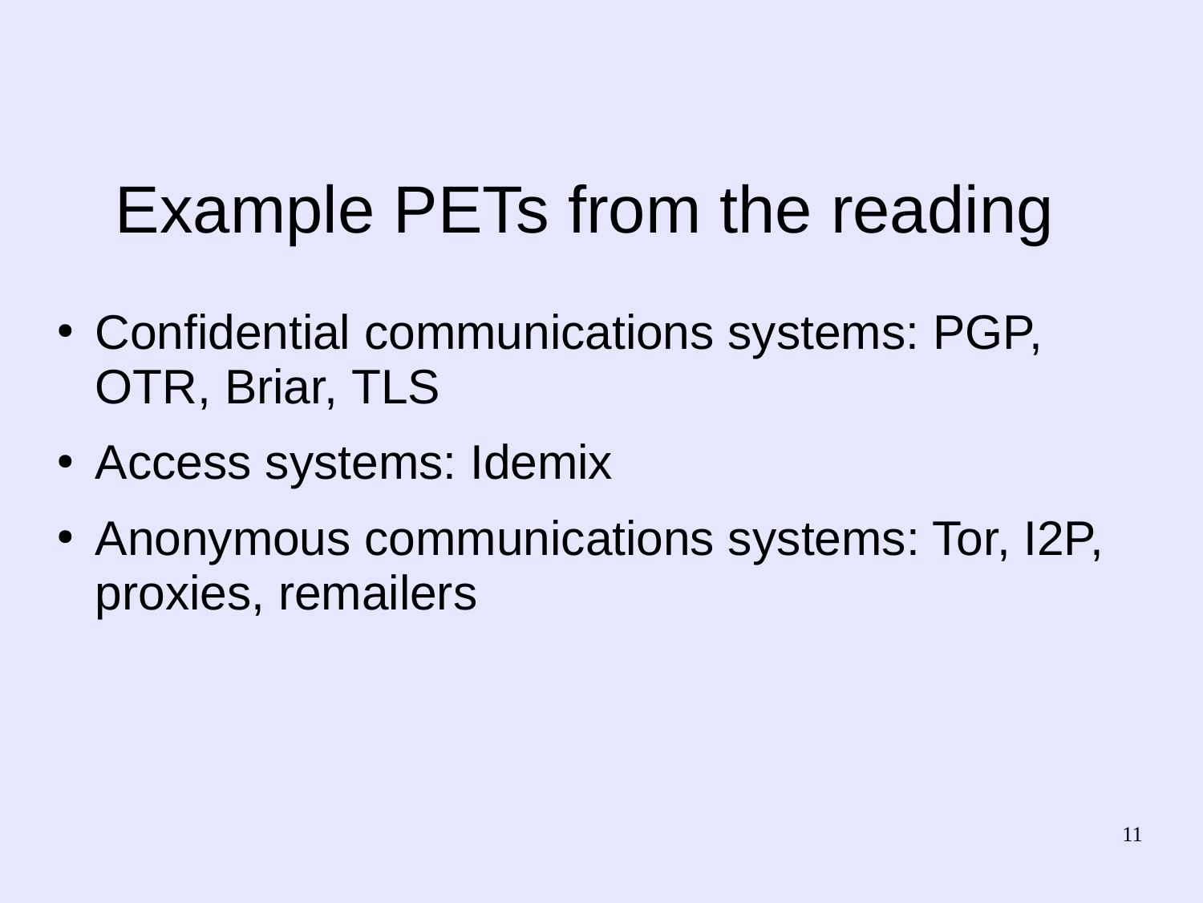# Example PETs from the reading

- Confidential communications systems: PGP, OTR, Briar, TLS
- Access systems: Idemix
- Anonymous communications systems: Tor, I2P, proxies, remailers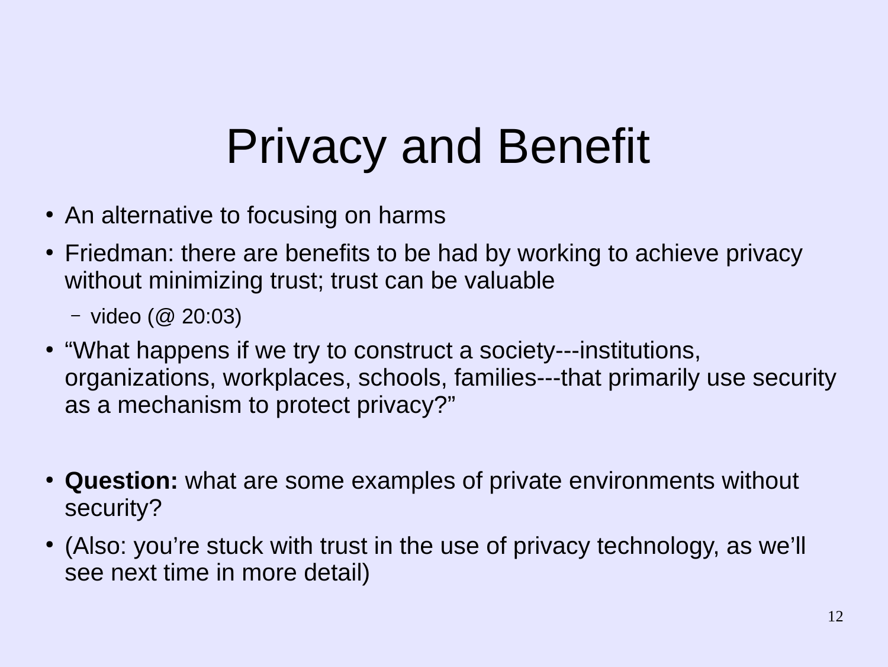# Privacy and Benefit

- An alternative to focusing on harms
- Friedman: there are benefits to be had by working to achieve privacy without minimizing trust; trust can be valuable
  - video (@ 20:03)
- “What happens if we try to construct a society---institutions, organizations, workplaces, schools, families---that primarily use security as a mechanism to protect privacy?”
- **Question:** what are some examples of private environments without security?
- (Also: you’re stuck with trust in the use of privacy technology, as we’ll see next time in more detail)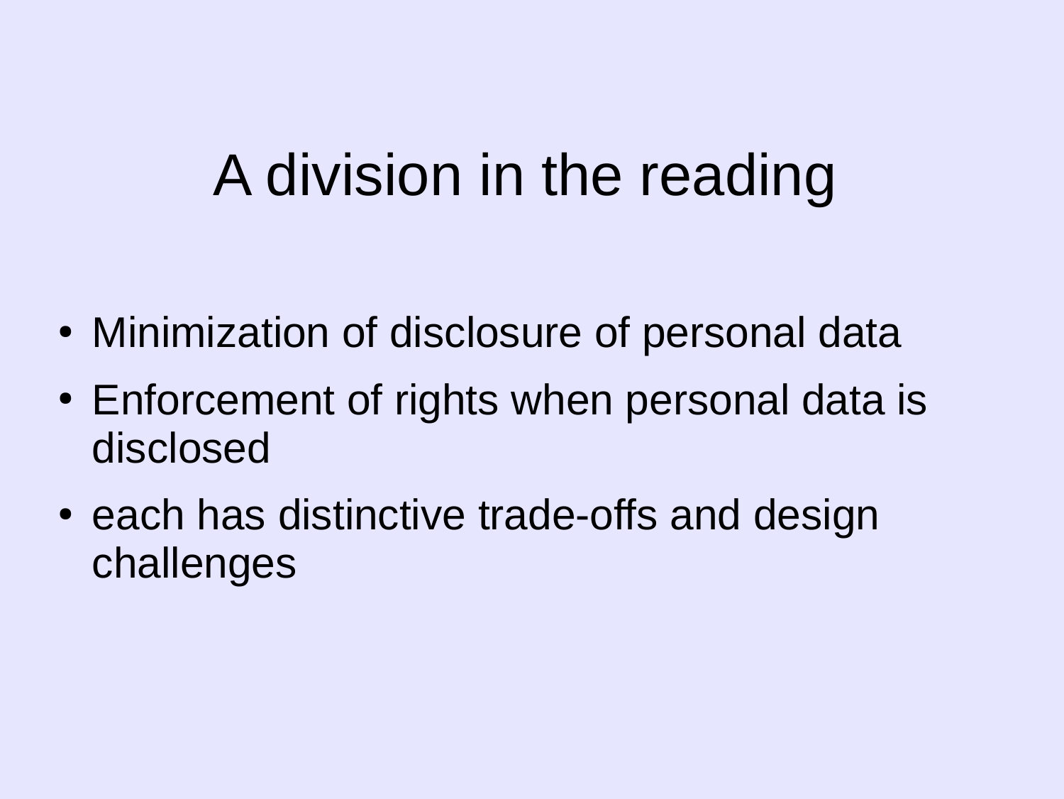# A division in the reading

- Minimization of disclosure of personal data
- Enforcement of rights when personal data is disclosed
- each has distinctive trade-offs and design challenges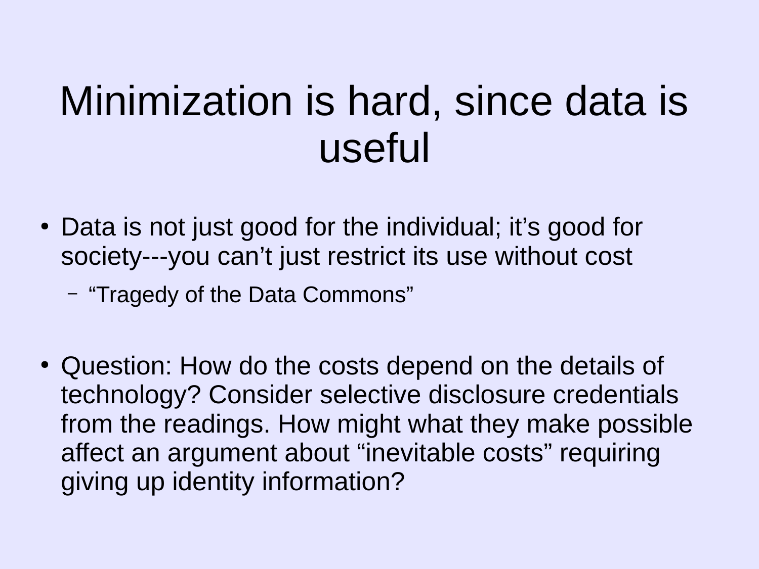# Minimization is hard, since data is useful

- Data is not just good for the individual; it's good for society---you can't just restrict its use without cost
  - "Tragedy of the Data Commons"

- Question: How do the costs depend on the details of technology? Consider selective disclosure credentials from the readings. How might what they make possible affect an argument about "inevitable costs" requiring giving up identity information?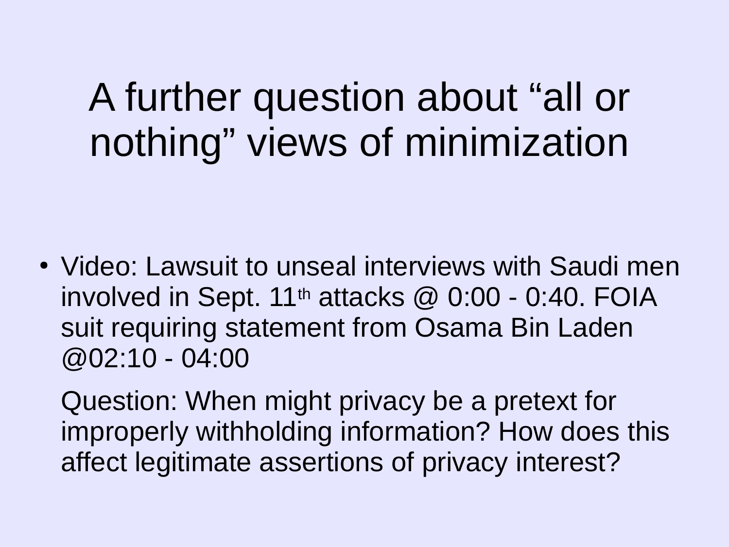# A further question about “all or nothing” views of minimization

- Video: Lawsuit to unseal interviews with Saudi men involved in Sept. 11th attacks @ 0:00 - 0:40. FOIA suit requiring statement from Osama Bin Laden @02:10 - 04:00

  Question: When might privacy be a pretext for improperly withholding information? How does this affect legitimate assertions of privacy interest?